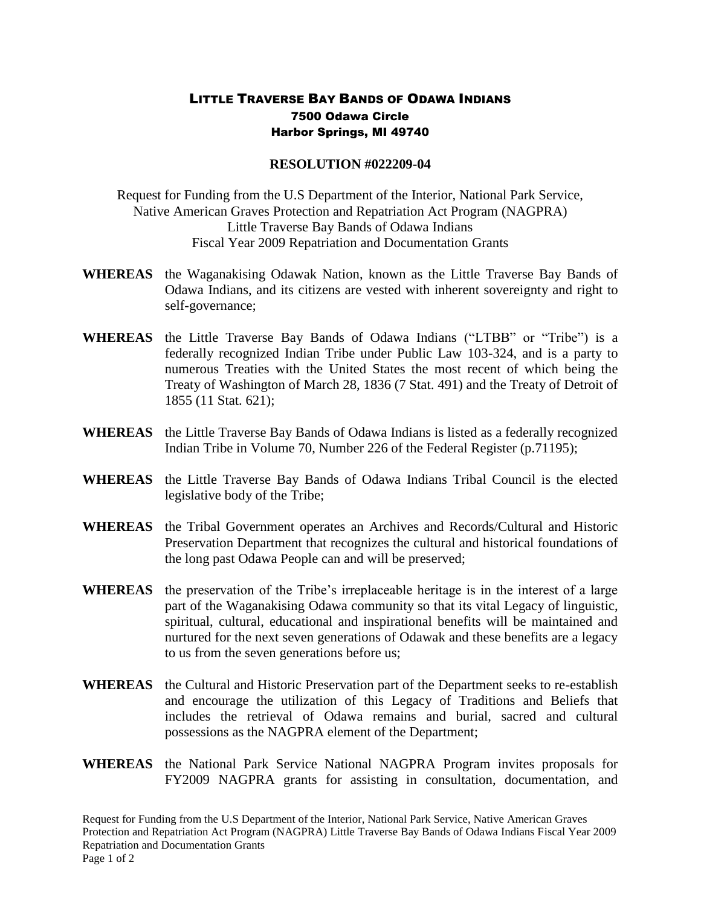# LITTLE TRAVERSE BAY BANDS OF ODAWA INDIANS

**7500 Odawa Circle**
**Harbor Springs, MI 49740**

## RESOLUTION #022209-04

Request for Funding from the U.S Department of the Interior, National Park Service, Native American Graves Protection and Repatriation Act Program (NAGPRA) Little Traverse Bay Bands of Odawa Indians Fiscal Year 2009 Repatriation and Documentation Grants

**WHEREAS** the Waganakising Odawak Nation, known as the Little Traverse Bay Bands of Odawa Indians, and its citizens are vested with inherent sovereignty and right to self-governance;

**WHEREAS** the Little Traverse Bay Bands of Odawa Indians ("LTBB" or "Tribe") is a federally recognized Indian Tribe under Public Law 103-324, and is a party to numerous Treaties with the United States the most recent of which being the Treaty of Washington of March 28, 1836 (7 Stat. 491) and the Treaty of Detroit of 1855 (11 Stat. 621);

**WHEREAS** the Little Traverse Bay Bands of Odawa Indians is listed as a federally recognized Indian Tribe in Volume 70, Number 226 of the Federal Register (p.71195);

**WHEREAS** the Little Traverse Bay Bands of Odawa Indians Tribal Council is the elected legislative body of the Tribe;

**WHEREAS** the Tribal Government operates an Archives and Records/Cultural and Historic Preservation Department that recognizes the cultural and historical foundations of the long past Odawa People can and will be preserved;

**WHEREAS** the preservation of the Tribe's irreplaceable heritage is in the interest of a large part of the Waganakising Odawa community so that its vital Legacy of linguistic, spiritual, cultural, educational and inspirational benefits will be maintained and nurtured for the next seven generations of Odawak and these benefits are a legacy to us from the seven generations before us;

**WHEREAS** the Cultural and Historic Preservation part of the Department seeks to re-establish and encourage the utilization of this Legacy of Traditions and Beliefs that includes the retrieval of Odawa remains and burial, sacred and cultural possessions as the NAGPRA element of the Department;

**WHEREAS** the National Park Service National NAGPRA Program invites proposals for FY2009 NAGPRA grants for assisting in consultation, documentation, and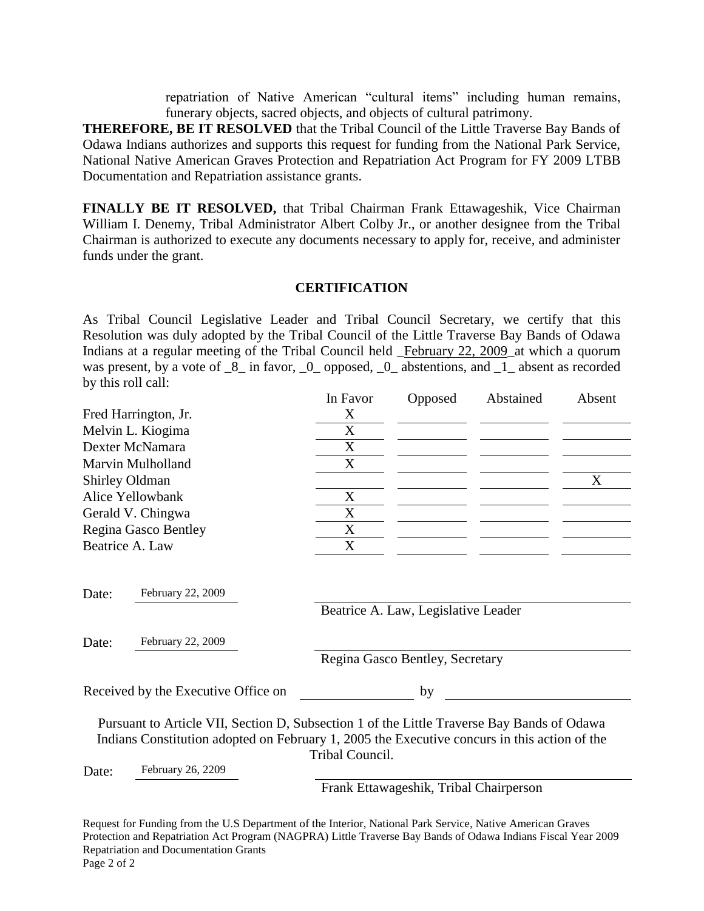repatriation of Native American "cultural items" including human remains, funerary objects, sacred objects, and objects of cultural patrimony.

**THEREFORE, BE IT RESOLVED** that the Tribal Council of the Little Traverse Bay Bands of Odawa Indians authorizes and supports this request for funding from the National Park Service, National Native American Graves Protection and Repatriation Act Program for FY 2009 LTBB Documentation and Repatriation assistance grants.

**FINALLY BE IT RESOLVED,** that Tribal Chairman Frank Ettawageshik, Vice Chairman William I. Denemy, Tribal Administrator Albert Colby Jr., or another designee from the Tribal Chairman is authorized to execute any documents necessary to apply for, receive, and administer funds under the grant.

**CERTIFICATION**

As Tribal Council Legislative Leader and Tribal Council Secretary, we certify that this Resolution was duly adopted by the Tribal Council of the Little Traverse Bay Bands of Odawa Indians at a regular meeting of the Tribal Council held _February 22, 2009_at which a quorum was present, by a vote of _8_ in favor, _0_ opposed, _0_ abstentions, and _1_ absent as recorded by this roll call:

| | In Favor | Opposed | Abstained | Absent |
|---|---|---|---|---|
| Fred Harrington, Jr. | X | | | |
| Melvin L. Kiogima | X | | | |
| Dexter McNamara | X | | | |
| Marvin Mulholland | X | | | |
| Shirley Oldman | | | | X |
| Alice Yellowbank | X | | | |
| Gerald V. Chingwa | X | | | |
| Regina Gasco Bentley | X | | | |
| Beatrice A. Law | X | | | |

Date: February 22, 2009 ______________________________
Beatrice A. Law, Legislative Leader

Date: February 22, 2009 ______________________________
Regina Gasco Bentley, Secretary

Received by the Executive Office on ______________ by ______________________

Pursuant to Article VII, Section D, Subsection 1 of the Little Traverse Bay Bands of Odawa Indians Constitution adopted on February 1, 2005 the Executive concurs in this action of the Tribal Council.

Date: February 26, 2209 ______________________________
Frank Ettawageshik, Tribal Chairperson

Request for Funding from the U.S Department of the Interior, National Park Service, Native American Graves Protection and Repatriation Act Program (NAGPRA) Little Traverse Bay Bands of Odawa Indians Fiscal Year 2009 Repatriation and Documentation Grants